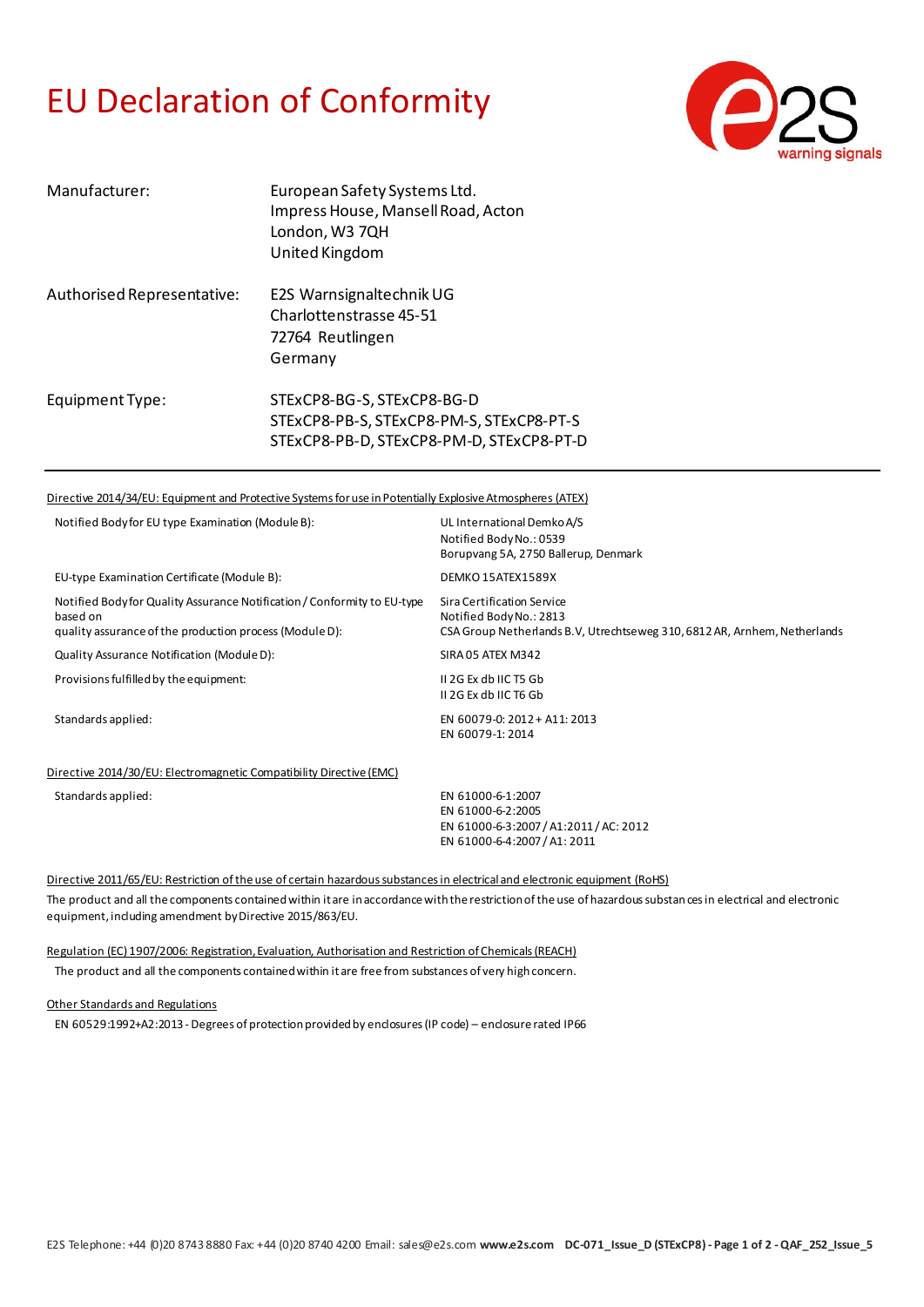# EU Declaration of Conformity

| | |
|---|---|
| Manufacturer: | European Safety Systems Ltd.<br>Impress House, Mansell Road, Acton<br>London, W3 7QH<br>United Kingdom |
| Authorised Representative: | E2S Warnsignaltechnik UG<br>Charlottenstrasse 45-51<br>72764 Reutlingen<br>Germany |
| Equipment Type: | STExCP8-BG-S, STExCP8-BG-D<br>STExCP8-PB-S, STExCP8-PM-S, STExCP8-PT-S<br>STExCP8-PB-D, STExCP8-PM-D, STExCP8-PT-D |

---

Directive 2014/34/EU: Equipment and Protective Systems for use in Potentially Explosive Atmospheres (ATEX)

| | |
|---|---|
| Notified Body for EU type Examination (Module B): | UL International Demko A/S<br>Notified Body No.: 0539<br>Borupvang 5A, 2750 Ballerup, Denmark |
| EU-type Examination Certificate (Module B): | DEMKO 15ATEX1589X |
| Notified Body for Quality Assurance Notification / Conformity to EU-type based on quality assurance of the production process (Module D): | Sira Certification Service<br>Notified Body No.: 2813<br>CSA Group Netherlands B.V, Utrechtseweg 310, 6812 AR, Arnhem, Netherlands |
| Quality Assurance Notification (Module D): | SIRA 05 ATEX M342 |
| Provisions fulfilled by the equipment: | II 2G Ex db IIC T5 Gb<br>II 2G Ex db IIC T6 Gb |
| Standards applied: | EN 60079-0: 2012 + A11: 2013<br>EN 60079-1: 2014 |

Directive 2014/30/EU: Electromagnetic Compatibility Directive (EMC)

| | |
|---|---|
| Standards applied: | EN 61000-6-1:2007<br>EN 61000-6-2:2005<br>EN 61000-6-3:2007 / A1:2011 / AC: 2012<br>EN 61000-6-4:2007 / A1: 2011 |

Directive 2011/65/EU: Restriction of the use of certain hazardous substances in electrical and electronic equipment (RoHS)

The product and all the components contained within it are in accordance with the restriction of the use of hazardous substances in electrical and electronic equipment, including amendment by Directive 2015/863/EU.

Regulation (EC) 1907/2006: Registration, Evaluation, Authorisation and Restriction of Chemicals (REACH)

The product and all the components contained within it are free from substances of very high concern.

Other Standards and Regulations

EN 60529:1992+A2:2013 - Degrees of protection provided by enclosures (IP code) – enclosure rated IP66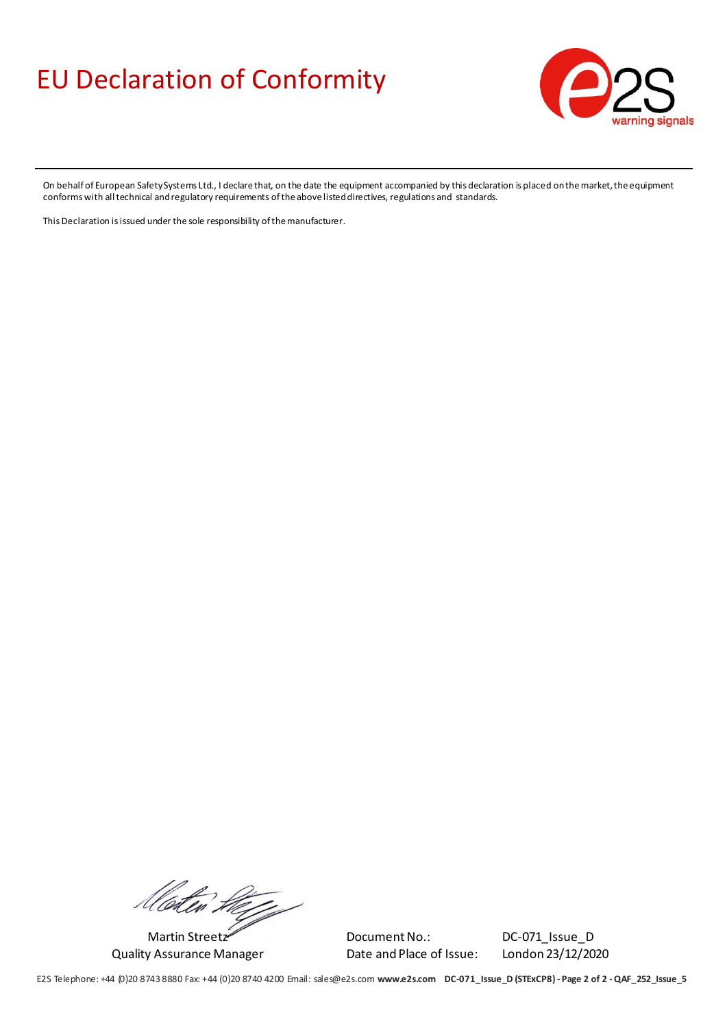# EU Declaration of Conformity

On behalf of European Safety Systems Ltd., I declare that, on the date the equipment accompanied by this declaration is placed on the market, the equipment conforms with all technical and regulatory requirements of the above listed directives, regulations and standards.

This Declaration is issued under the sole responsibility of the manufacturer.

Martin Streetz
Quality Assurance Manager

| | |
|---|---|
| Document No.: | DC-071_Issue_D |
| Date and Place of Issue: | London 23/12/2020 |